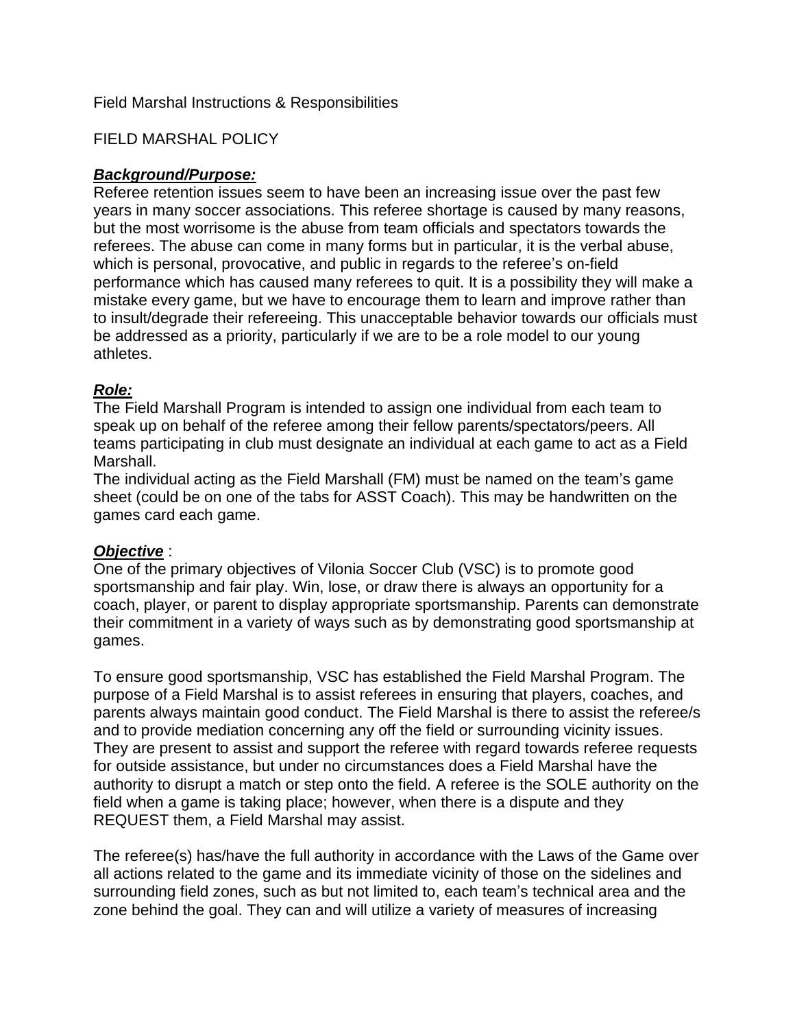Field Marshal Instructions & Responsibilities

FIELD MARSHAL POLICY

***Background/Purpose:***
Referee retention issues seem to have been an increasing issue over the past few years in many soccer associations. This referee shortage is caused by many reasons, but the most worrisome is the abuse from team officials and spectators towards the referees. The abuse can come in many forms but in particular, it is the verbal abuse, which is personal, provocative, and public in regards to the referee's on-field performance which has caused many referees to quit. It is a possibility they will make a mistake every game, but we have to encourage them to learn and improve rather than to insult/degrade their refereeing. This unacceptable behavior towards our officials must be addressed as a priority, particularly if we are to be a role model to our young athletes.

***Role:***
The Field Marshall Program is intended to assign one individual from each team to speak up on behalf of the referee among their fellow parents/spectators/peers. All teams participating in club must designate an individual at each game to act as a Field Marshall.
The individual acting as the Field Marshall (FM) must be named on the team's game sheet (could be on one of the tabs for ASST Coach). This may be handwritten on the games card each game.

***Objective*** :
One of the primary objectives of Vilonia Soccer Club (VSC) is to promote good sportsmanship and fair play. Win, lose, or draw there is always an opportunity for a coach, player, or parent to display appropriate sportsmanship. Parents can demonstrate their commitment in a variety of ways such as by demonstrating good sportsmanship at games.

To ensure good sportsmanship, VSC has established the Field Marshal Program. The purpose of a Field Marshal is to assist referees in ensuring that players, coaches, and parents always maintain good conduct. The Field Marshal is there to assist the referee/s and to provide mediation concerning any off the field or surrounding vicinity issues. They are present to assist and support the referee with regard towards referee requests for outside assistance, but under no circumstances does a Field Marshal have the authority to disrupt a match or step onto the field. A referee is the SOLE authority on the field when a game is taking place; however, when there is a dispute and they REQUEST them, a Field Marshal may assist.

The referee(s) has/have the full authority in accordance with the Laws of the Game over all actions related to the game and its immediate vicinity of those on the sidelines and surrounding field zones, such as but not limited to, each team's technical area and the zone behind the goal. They can and will utilize a variety of measures of increasing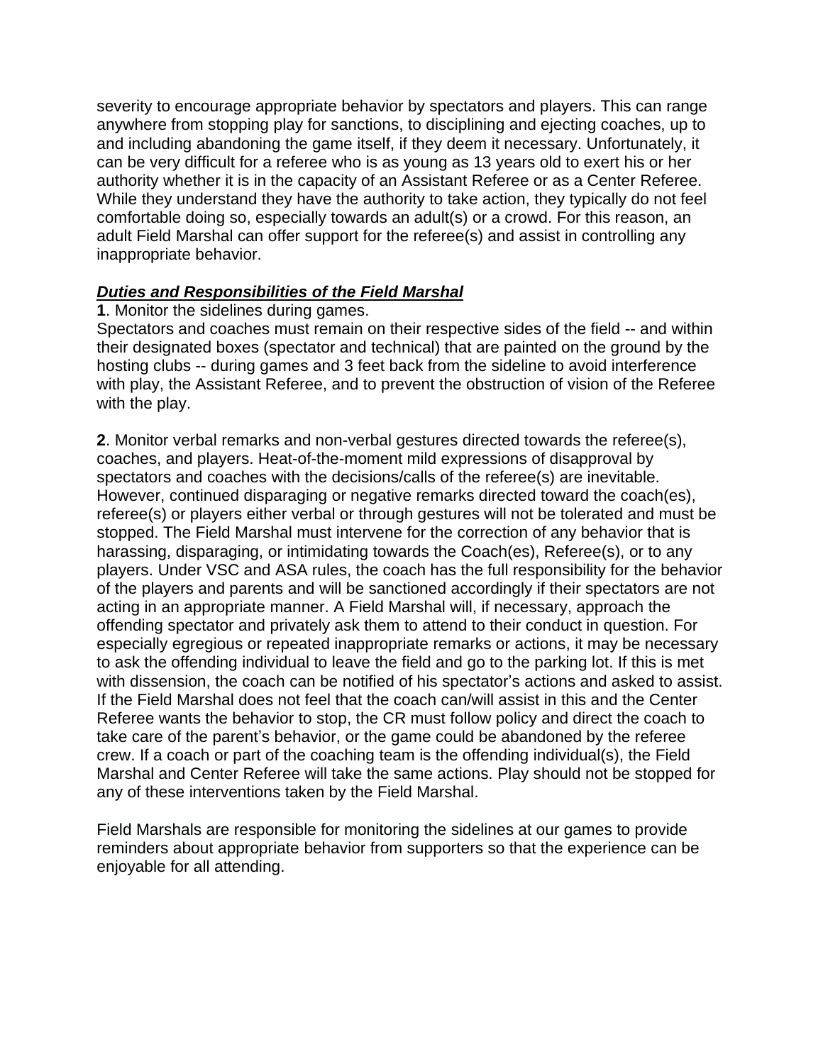severity to encourage appropriate behavior by spectators and players. This can range anywhere from stopping play for sanctions, to disciplining and ejecting coaches, up to and including abandoning the game itself, if they deem it necessary. Unfortunately, it can be very difficult for a referee who is as young as 13 years old to exert his or her authority whether it is in the capacity of an Assistant Referee or as a Center Referee. While they understand they have the authority to take action, they typically do not feel comfortable doing so, especially towards an adult(s) or a crowd. For this reason, an adult Field Marshal can offer support for the referee(s) and assist in controlling any inappropriate behavior.

***Duties and Responsibilities of the Field Marshal***

**1**. Monitor the sidelines during games.
Spectators and coaches must remain on their respective sides of the field -- and within their designated boxes (spectator and technical) that are painted on the ground by the hosting clubs -- during games and 3 feet back from the sideline to avoid interference with play, the Assistant Referee, and to prevent the obstruction of vision of the Referee with the play.

**2**. Monitor verbal remarks and non-verbal gestures directed towards the referee(s), coaches, and players. Heat-of-the-moment mild expressions of disapproval by spectators and coaches with the decisions/calls of the referee(s) are inevitable. However, continued disparaging or negative remarks directed toward the coach(es), referee(s) or players either verbal or through gestures will not be tolerated and must be stopped. The Field Marshal must intervene for the correction of any behavior that is harassing, disparaging, or intimidating towards the Coach(es), Referee(s), or to any players. Under VSC and ASA rules, the coach has the full responsibility for the behavior of the players and parents and will be sanctioned accordingly if their spectators are not acting in an appropriate manner. A Field Marshal will, if necessary, approach the offending spectator and privately ask them to attend to their conduct in question. For especially egregious or repeated inappropriate remarks or actions, it may be necessary to ask the offending individual to leave the field and go to the parking lot. If this is met with dissension, the coach can be notified of his spectator's actions and asked to assist. If the Field Marshal does not feel that the coach can/will assist in this and the Center Referee wants the behavior to stop, the CR must follow policy and direct the coach to take care of the parent's behavior, or the game could be abandoned by the referee crew. If a coach or part of the coaching team is the offending individual(s), the Field Marshal and Center Referee will take the same actions. Play should not be stopped for any of these interventions taken by the Field Marshal.

Field Marshals are responsible for monitoring the sidelines at our games to provide reminders about appropriate behavior from supporters so that the experience can be enjoyable for all attending.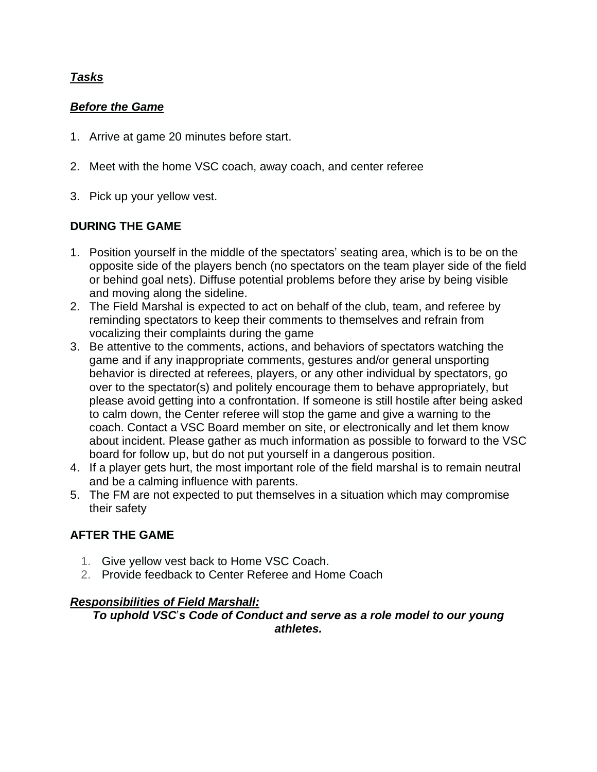***Tasks***

***Before the Game***

1. Arrive at game 20 minutes before start.

2. Meet with the home VSC coach, away coach, and center referee

3. Pick up your yellow vest.

**DURING THE GAME**

1. Position yourself in the middle of the spectators' seating area, which is to be on the opposite side of the players bench (no spectators on the team player side of the field or behind goal nets). Diffuse potential problems before they arise by being visible and moving along the sideline.
2. The Field Marshal is expected to act on behalf of the club, team, and referee by reminding spectators to keep their comments to themselves and refrain from vocalizing their complaints during the game
3. Be attentive to the comments, actions, and behaviors of spectators watching the game and if any inappropriate comments, gestures and/or general unsporting behavior is directed at referees, players, or any other individual by spectators, go over to the spectator(s) and politely encourage them to behave appropriately, but please avoid getting into a confrontation. If someone is still hostile after being asked to calm down, the Center referee will stop the game and give a warning to the coach. Contact a VSC Board member on site, or electronically and let them know about incident. Please gather as much information as possible to forward to the VSC board for follow up, but do not put yourself in a dangerous position.
4. If a player gets hurt, the most important role of the field marshal is to remain neutral and be a calming influence with parents.
5. The FM are not expected to put themselves in a situation which may compromise their safety

**AFTER THE GAME**

1. Give yellow vest back to Home VSC Coach.
2. Provide feedback to Center Referee and Home Coach

***Responsibilities of Field Marshall:***

***To uphold VSC's Code of Conduct and serve as a role model to our young athletes.***